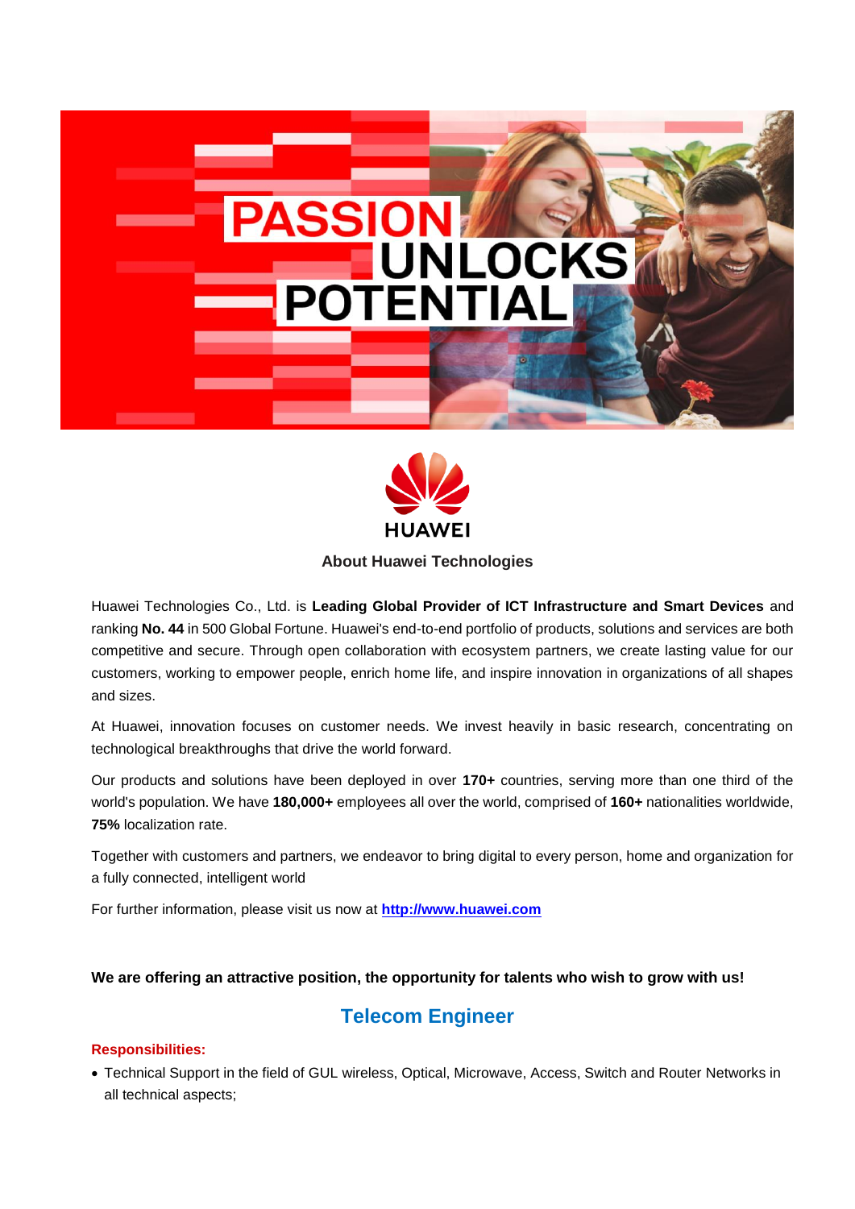## About Huawei Technologies

Huawei Technologies Co., Ltd. is **Leading Global Provider of ICT Infrastructure and Smart Devices** and ranking **No. 44** in 500 Global Fortune. Huawei's end-to-end portfolio of products, solutions and services are both competitive and secure. Through open collaboration with ecosystem partners, we create lasting value for our customers, working to empower people, enrich home life, and inspire innovation in organizations of all shapes and sizes.

At Huawei, innovation focuses on customer needs. We invest heavily in basic research, concentrating on technological breakthroughs that drive the world forward.

Our products and solutions have been deployed in over **170+** countries, serving more than one third of the world's population. We have **180,000+** employees all over the world, comprised of **160+** nationalities worldwide, **75%** localization rate.

Together with customers and partners, we endeavor to bring digital to every person, home and organization for a fully connected, intelligent world

For further information, please visit us now at **[http://www.huawei.com](http://www.huawei.com)**

**We are offering an attractive position, the opportunity for talents who wish to grow with us!**

# Telecom Engineer

**Responsibilities:**

- Technical Support in the field of GUL wireless, Optical, Microwave, Access, Switch and Router Networks in all technical aspects;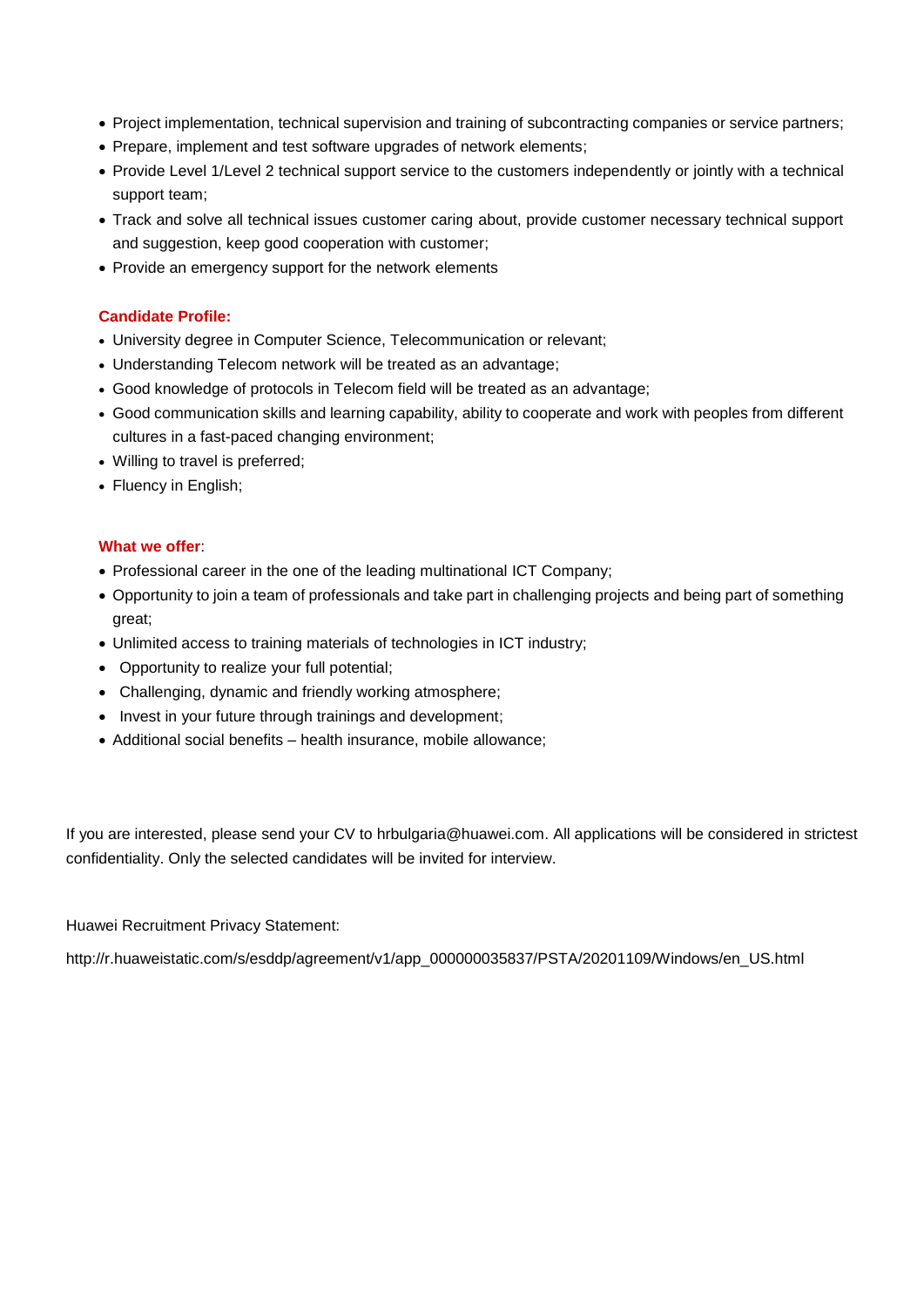- Project implementation, technical supervision and training of subcontracting companies or service partners;
- Prepare, implement and test software upgrades of network elements;
- Provide Level 1/Level 2 technical support service to the customers independently or jointly with a technical support team;
- Track and solve all technical issues customer caring about, provide customer necessary technical support and suggestion, keep good cooperation with customer;
- Provide an emergency support for the network elements

**Candidate Profile:**

- University degree in Computer Science, Telecommunication or relevant;
- Understanding Telecom network will be treated as an advantage;
- Good knowledge of protocols in Telecom field will be treated as an advantage;
- Good communication skills and learning capability, ability to cooperate and work with peoples from different cultures in a fast-paced changing environment;
- Willing to travel is preferred;
- Fluency in English;

**What we offer**:

- Professional career in the one of the leading multinational ICT Company;
- Opportunity to join a team of professionals and take part in challenging projects and being part of something great;
- Unlimited access to training materials of technologies in ICT industry;
- Opportunity to realize your full potential;
- Challenging, dynamic and friendly working atmosphere;
- Invest in your future through trainings and development;
- Additional social benefits – health insurance, mobile allowance;

If you are interested, please send your CV to hrbulgaria@huawei.com. All applications will be considered in strictest confidentiality. Only the selected candidates will be invited for interview.

Huawei Recruitment Privacy Statement:

http://r.huaweistatic.com/s/esddp/agreement/v1/app_000000035837/PSTA/20201109/Windows/en_US.html